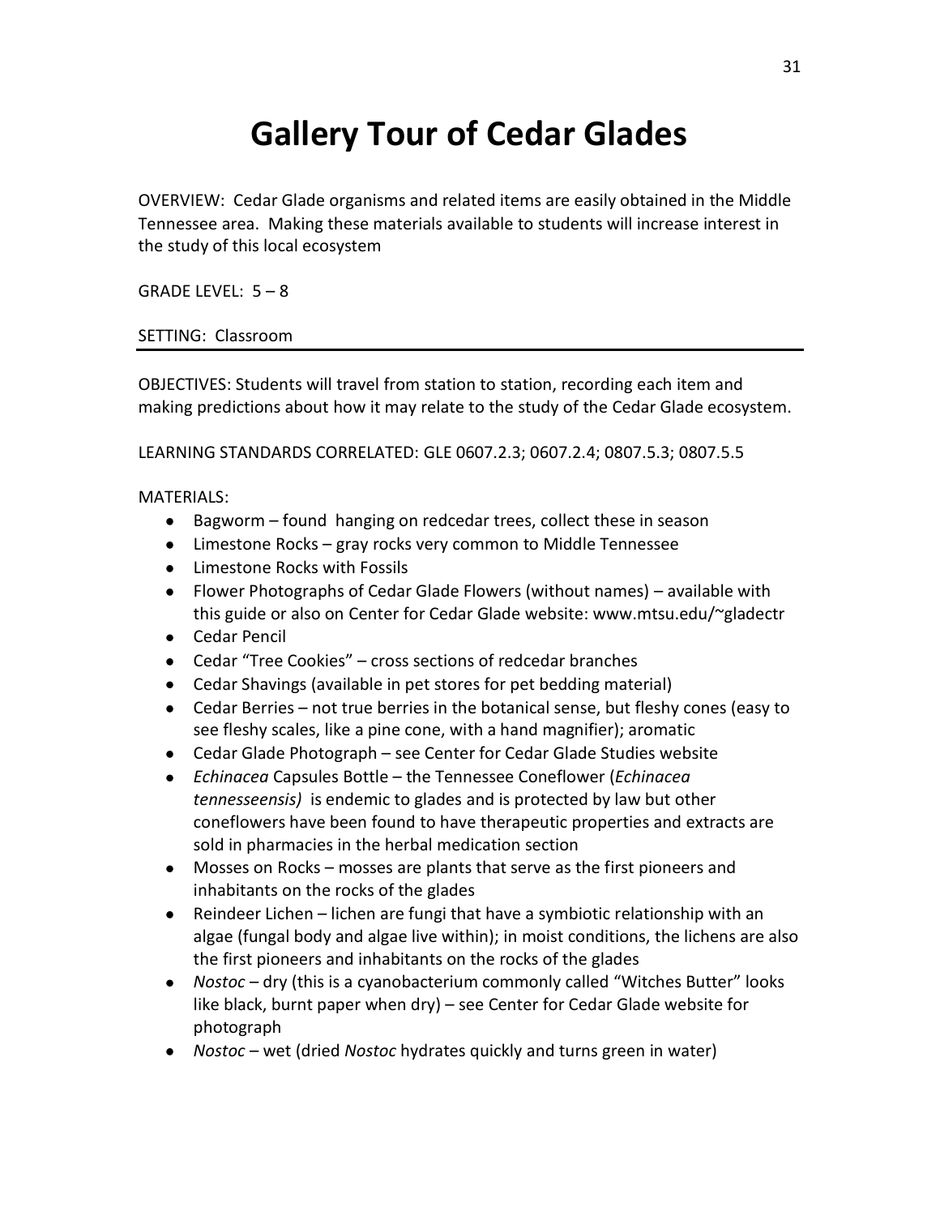# Gallery Tour of Cedar Glades

OVERVIEW: Cedar Glade organisms and related items are easily obtained in the Middle Tennessee area. Making these materials available to students will increase interest in the study of this local ecosystem

GRADE LEVEL: 5 – 8

SETTING: Classroom

---

OBJECTIVES: Students will travel from station to station, recording each item and making predictions about how it may relate to the study of the Cedar Glade ecosystem.

LEARNING STANDARDS CORRELATED: GLE 0607.2.3; 0607.2.4; 0807.5.3; 0807.5.5

MATERIALS:

- Bagworm – found hanging on redcedar trees, collect these in season
- Limestone Rocks – gray rocks very common to Middle Tennessee
- Limestone Rocks with Fossils
- Flower Photographs of Cedar Glade Flowers (without names) – available with this guide or also on Center for Cedar Glade website: www.mtsu.edu/~gladectr
- Cedar Pencil
- Cedar "Tree Cookies" – cross sections of redcedar branches
- Cedar Shavings (available in pet stores for pet bedding material)
- Cedar Berries – not true berries in the botanical sense, but fleshy cones (easy to see fleshy scales, like a pine cone, with a hand magnifier); aromatic
- Cedar Glade Photograph – see Center for Cedar Glade Studies website
- *Echinacea* Capsules Bottle – the Tennessee Coneflower (*Echinacea tennesseensis)* is endemic to glades and is protected by law but other coneflowers have been found to have therapeutic properties and extracts are sold in pharmacies in the herbal medication section
- Mosses on Rocks – mosses are plants that serve as the first pioneers and inhabitants on the rocks of the glades
- Reindeer Lichen – lichen are fungi that have a symbiotic relationship with an algae (fungal body and algae live within); in moist conditions, the lichens are also the first pioneers and inhabitants on the rocks of the glades
- *Nostoc* – dry (this is a cyanobacterium commonly called "Witches Butter" looks like black, burnt paper when dry) – see Center for Cedar Glade website for photograph
- *Nostoc* – wet (dried *Nostoc* hydrates quickly and turns green in water)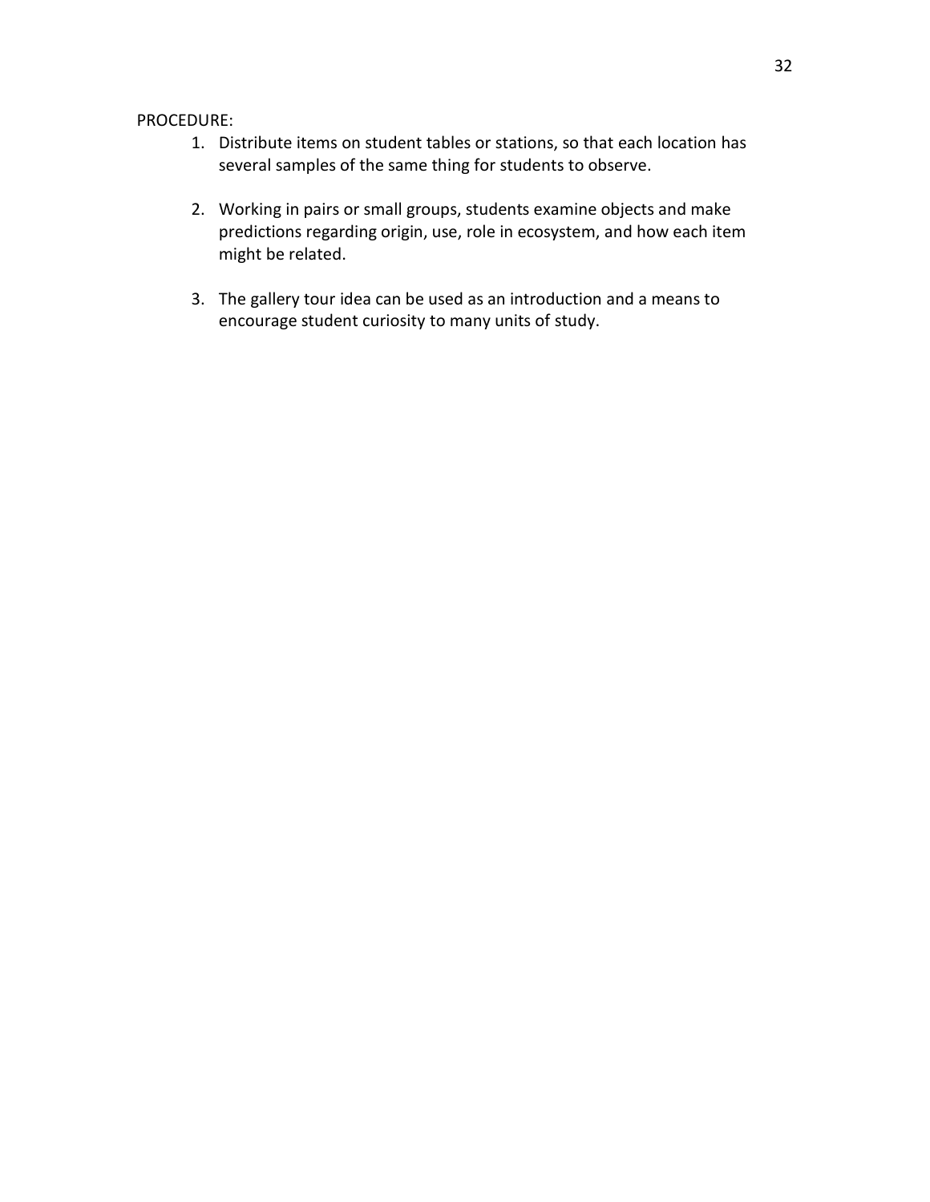PROCEDURE:

1. Distribute items on student tables or stations, so that each location has several samples of the same thing for students to observe.

2. Working in pairs or small groups, students examine objects and make predictions regarding origin, use, role in ecosystem, and how each item might be related.

3. The gallery tour idea can be used as an introduction and a means to encourage student curiosity to many units of study.